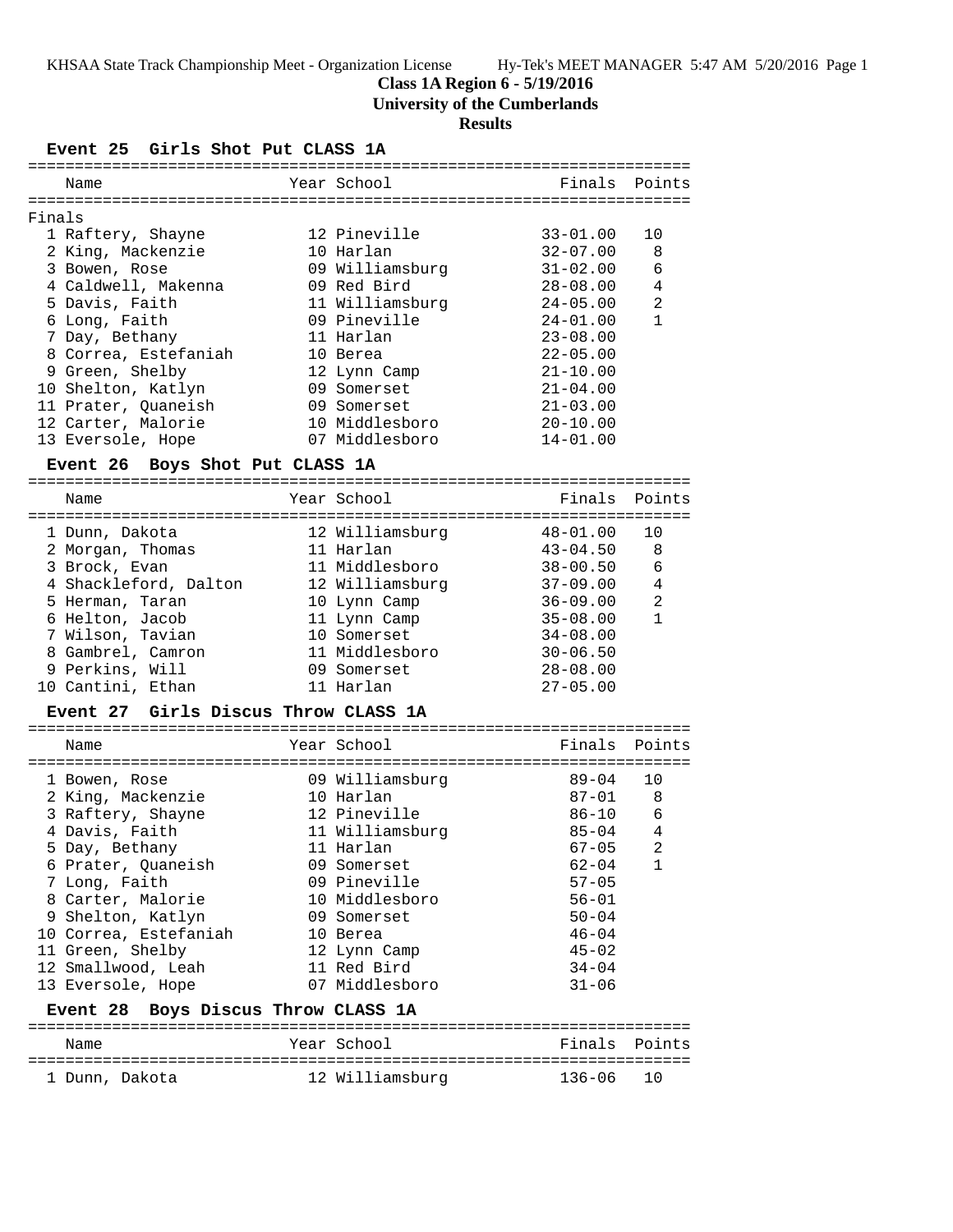**Class 1A Region 6 - 5/19/2016**

**University of the Cumberlands**

**Results**

### Event 25 Girls Shot Put CLASS 1A

Finals

| | Name | Year | School | Finals | Points |
|---|---|---|---|---|---|
| 1 | Raftery, Shayne | 12 | Pineville | 33-01.00 | 10 |
| 2 | King, Mackenzie | 10 | Harlan | 32-07.00 | 8 |
| 3 | Bowen, Rose | 09 | Williamsburg | 31-02.00 | 6 |
| 4 | Caldwell, Makenna | 09 | Red Bird | 28-08.00 | 4 |
| 5 | Davis, Faith | 11 | Williamsburg | 24-05.00 | 2 |
| 6 | Long, Faith | 09 | Pineville | 24-01.00 | 1 |
| 7 | Day, Bethany | 11 | Harlan | 23-08.00 | |
| 8 | Correa, Estefaniah | 10 | Berea | 22-05.00 | |
| 9 | Green, Shelby | 12 | Lynn Camp | 21-10.00 | |
| 10 | Shelton, Katlyn | 09 | Somerset | 21-04.00 | |
| 11 | Prater, Quaneish | 09 | Somerset | 21-03.00 | |
| 12 | Carter, Malorie | 10 | Middlesboro | 20-10.00 | |
| 13 | Eversole, Hope | 07 | Middlesboro | 14-01.00 | |

### Event 26 Boys Shot Put CLASS 1A

| | Name | Year | School | Finals | Points |
|---|---|---|---|---|---|
| 1 | Dunn, Dakota | 12 | Williamsburg | 48-01.00 | 10 |
| 2 | Morgan, Thomas | 11 | Harlan | 43-04.50 | 8 |
| 3 | Brock, Evan | 11 | Middlesboro | 38-00.50 | 6 |
| 4 | Shackleford, Dalton | 12 | Williamsburg | 37-09.00 | 4 |
| 5 | Herman, Taran | 10 | Lynn Camp | 36-09.00 | 2 |
| 6 | Helton, Jacob | 11 | Lynn Camp | 35-08.00 | 1 |
| 7 | Wilson, Tavian | 10 | Somerset | 34-08.00 | |
| 8 | Gambrel, Camron | 11 | Middlesboro | 30-06.50 | |
| 9 | Perkins, Will | 09 | Somerset | 28-08.00 | |
| 10 | Cantini, Ethan | 11 | Harlan | 27-05.00 | |

### Event 27 Girls Discus Throw CLASS 1A

| | Name | Year | School | Finals | Points |
|---|---|---|---|---|---|
| 1 | Bowen, Rose | 09 | Williamsburg | 89-04 | 10 |
| 2 | King, Mackenzie | 10 | Harlan | 87-01 | 8 |
| 3 | Raftery, Shayne | 12 | Pineville | 86-10 | 6 |
| 4 | Davis, Faith | 11 | Williamsburg | 85-04 | 4 |
| 5 | Day, Bethany | 11 | Harlan | 67-05 | 2 |
| 6 | Prater, Quaneish | 09 | Somerset | 62-04 | 1 |
| 7 | Long, Faith | 09 | Pineville | 57-05 | |
| 8 | Carter, Malorie | 10 | Middlesboro | 56-01 | |
| 9 | Shelton, Katlyn | 09 | Somerset | 50-04 | |
| 10 | Correa, Estefaniah | 10 | Berea | 46-04 | |
| 11 | Green, Shelby | 12 | Lynn Camp | 45-02 | |
| 12 | Smallwood, Leah | 11 | Red Bird | 34-04 | |
| 13 | Eversole, Hope | 07 | Middlesboro | 31-06 | |

### Event 28 Boys Discus Throw CLASS 1A

| | Name | Year | School | Finals | Points |
|---|---|---|---|---|---|
| 1 | Dunn, Dakota | 12 | Williamsburg | 136-06 | 10 |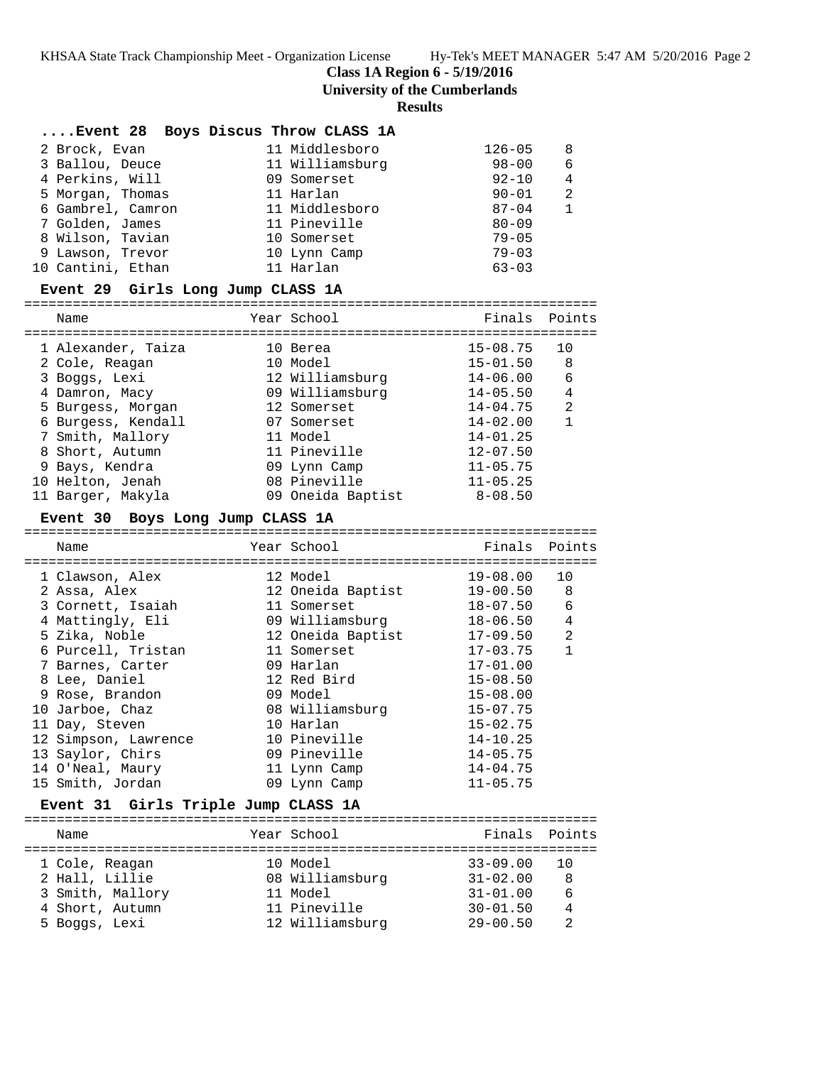**Class 1A Region 6 - 5/19/2016**

**University of the Cumberlands**

**Results**

### ....Event 28 Boys Discus Throw CLASS 1A

| Place | Name | Year | School | Finals | Points |
|---|---|---|---|---|---|
| 2 | Brock, Evan | 11 | Middlesboro | 126-05 | 8 |
| 3 | Ballou, Deuce | 11 | Williamsburg | 98-00 | 6 |
| 4 | Perkins, Will | 09 | Somerset | 92-10 | 4 |
| 5 | Morgan, Thomas | 11 | Harlan | 90-01 | 2 |
| 6 | Gambrel, Camron | 11 | Middlesboro | 87-04 | 1 |
| 7 | Golden, James | 11 | Pineville | 80-09 | |
| 8 | Wilson, Tavian | 10 | Somerset | 79-05 | |
| 9 | Lawson, Trevor | 10 | Lynn Camp | 79-03 | |
| 10 | Cantini, Ethan | 11 | Harlan | 63-03 | |

### Event 29 Girls Long Jump CLASS 1A

| Place | Name | Year | School | Finals | Points |
|---|---|---|---|---|---|
| 1 | Alexander, Taiza | 10 | Berea | 15-08.75 | 10 |
| 2 | Cole, Reagan | 10 | Model | 15-01.50 | 8 |
| 3 | Boggs, Lexi | 12 | Williamsburg | 14-06.00 | 6 |
| 4 | Damron, Macy | 09 | Williamsburg | 14-05.50 | 4 |
| 5 | Burgess, Morgan | 12 | Somerset | 14-04.75 | 2 |
| 6 | Burgess, Kendall | 07 | Somerset | 14-02.00 | 1 |
| 7 | Smith, Mallory | 11 | Model | 14-01.25 | |
| 8 | Short, Autumn | 11 | Pineville | 12-07.50 | |
| 9 | Bays, Kendra | 09 | Lynn Camp | 11-05.75 | |
| 10 | Helton, Jenah | 08 | Pineville | 11-05.25 | |
| 11 | Barger, Makyla | 09 | Oneida Baptist | 8-08.50 | |

### Event 30 Boys Long Jump CLASS 1A

| Place | Name | Year | School | Finals | Points |
|---|---|---|---|---|---|
| 1 | Clawson, Alex | 12 | Model | 19-08.00 | 10 |
| 2 | Assa, Alex | 12 | Oneida Baptist | 19-00.50 | 8 |
| 3 | Cornett, Isaiah | 11 | Somerset | 18-07.50 | 6 |
| 4 | Mattingly, Eli | 09 | Williamsburg | 18-06.50 | 4 |
| 5 | Zika, Noble | 12 | Oneida Baptist | 17-09.50 | 2 |
| 6 | Purcell, Tristan | 11 | Somerset | 17-03.75 | 1 |
| 7 | Barnes, Carter | 09 | Harlan | 17-01.00 | |
| 8 | Lee, Daniel | 12 | Red Bird | 15-08.50 | |
| 9 | Rose, Brandon | 09 | Model | 15-08.00 | |
| 10 | Jarboe, Chaz | 08 | Williamsburg | 15-07.75 | |
| 11 | Day, Steven | 10 | Harlan | 15-02.75 | |
| 12 | Simpson, Lawrence | 10 | Pineville | 14-10.25 | |
| 13 | Saylor, Chirs | 09 | Pineville | 14-05.75 | |
| 14 | O'Neal, Maury | 11 | Lynn Camp | 14-04.75 | |
| 15 | Smith, Jordan | 09 | Lynn Camp | 11-05.75 | |

### Event 31 Girls Triple Jump CLASS 1A

| Place | Name | Year | School | Finals | Points |
|---|---|---|---|---|---|
| 1 | Cole, Reagan | 10 | Model | 33-09.00 | 10 |
| 2 | Hall, Lillie | 08 | Williamsburg | 31-02.00 | 8 |
| 3 | Smith, Mallory | 11 | Model | 31-01.00 | 6 |
| 4 | Short, Autumn | 11 | Pineville | 30-01.50 | 4 |
| 5 | Boggs, Lexi | 12 | Williamsburg | 29-00.50 | 2 |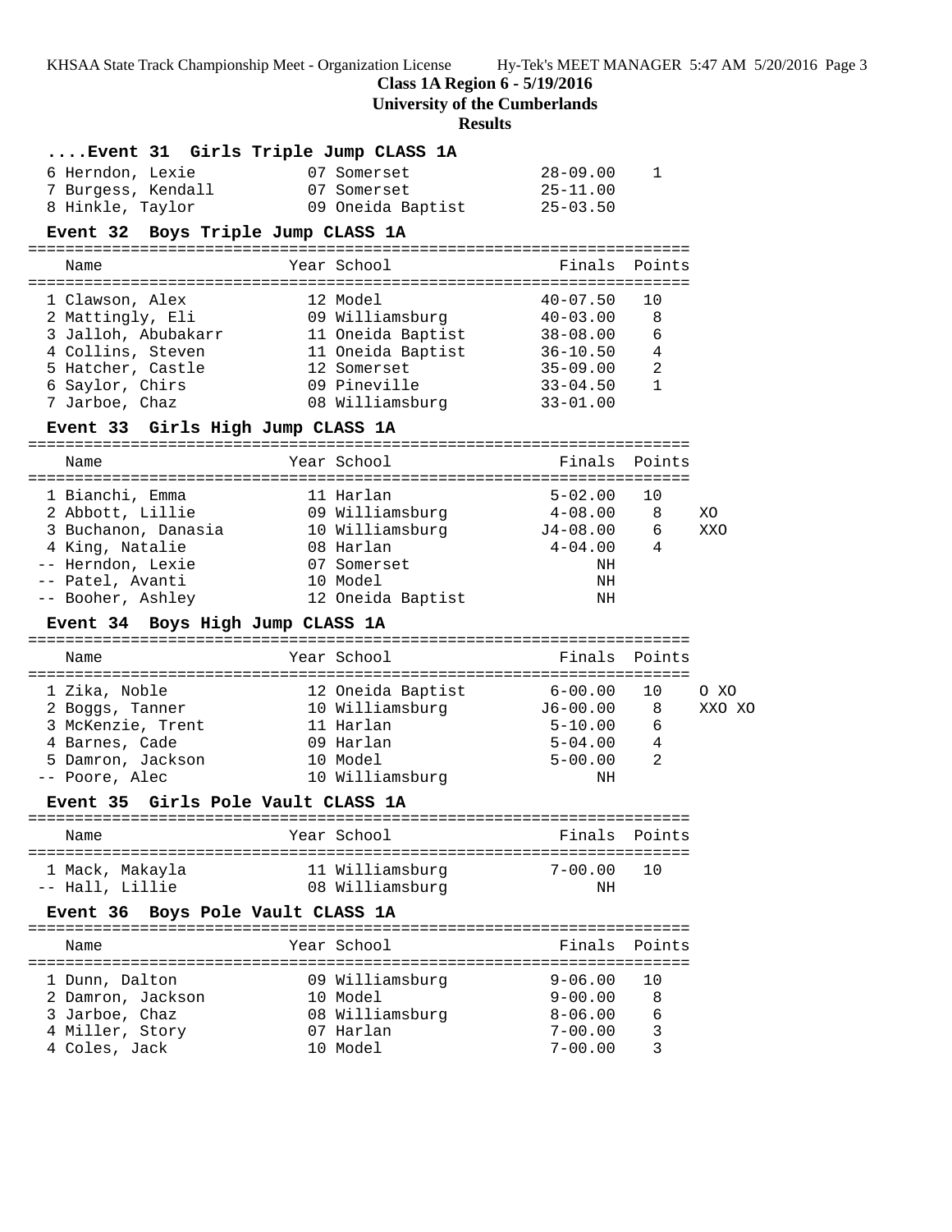**Class 1A Region 6 - 5/19/2016**
**University of the Cumberlands**
**Results**

### ....Event 31 Girls Triple Jump CLASS 1A

| Name | Year | School | Finals | Points |
|---|---|---|---|---|
| 6 Herndon, Lexie | 07 | Somerset | 28-09.00 | 1 |
| 7 Burgess, Kendall | 07 | Somerset | 25-11.00 | |
| 8 Hinkle, Taylor | 09 | Oneida Baptist | 25-03.50 | |

### Event 32 Boys Triple Jump CLASS 1A

| Name | Year | School | Finals | Points |
|---|---|---|---|---|
| 1 Clawson, Alex | 12 | Model | 40-07.50 | 10 |
| 2 Mattingly, Eli | 09 | Williamsburg | 40-03.00 | 8 |
| 3 Jalloh, Abubakarr | 11 | Oneida Baptist | 38-08.00 | 6 |
| 4 Collins, Steven | 11 | Oneida Baptist | 36-10.50 | 4 |
| 5 Hatcher, Castle | 12 | Somerset | 35-09.00 | 2 |
| 6 Saylor, Chirs | 09 | Pineville | 33-04.50 | 1 |
| 7 Jarboe, Chaz | 08 | Williamsburg | 33-01.00 | |

### Event 33 Girls High Jump CLASS 1A

| Name | Year | School | Finals | Points | |
|---|---|---|---|---|---|
| 1 Bianchi, Emma | 11 | Harlan | 5-02.00 | 10 | |
| 2 Abbott, Lillie | 09 | Williamsburg | 4-08.00 | 8 | XO |
| 3 Buchanon, Danasia | 10 | Williamsburg | J4-08.00 | 6 | XXO |
| 4 King, Natalie | 08 | Harlan | 4-04.00 | 4 | |
| -- Herndon, Lexie | 07 | Somerset | NH | | |
| -- Patel, Avanti | 10 | Model | NH | | |
| -- Booher, Ashley | 12 | Oneida Baptist | NH | | |

### Event 34 Boys High Jump CLASS 1A

| Name | Year | School | Finals | Points | |
|---|---|---|---|---|---|
| 1 Zika, Noble | 12 | Oneida Baptist | 6-00.00 | 10 | O XO |
| 2 Boggs, Tanner | 10 | Williamsburg | J6-00.00 | 8 | XXO XO |
| 3 McKenzie, Trent | 11 | Harlan | 5-10.00 | 6 | |
| 4 Barnes, Cade | 09 | Harlan | 5-04.00 | 4 | |
| 5 Damron, Jackson | 10 | Model | 5-00.00 | 2 | |
| -- Poore, Alec | 10 | Williamsburg | NH | | |

### Event 35 Girls Pole Vault CLASS 1A

| Name | Year | School | Finals | Points |
|---|---|---|---|---|
| 1 Mack, Makayla | 11 | Williamsburg | 7-00.00 | 10 |
| -- Hall, Lillie | 08 | Williamsburg | NH | |

### Event 36 Boys Pole Vault CLASS 1A

| Name | Year | School | Finals | Points |
|---|---|---|---|---|
| 1 Dunn, Dalton | 09 | Williamsburg | 9-06.00 | 10 |
| 2 Damron, Jackson | 10 | Model | 9-00.00 | 8 |
| 3 Jarboe, Chaz | 08 | Williamsburg | 8-06.00 | 6 |
| 4 Miller, Story | 07 | Harlan | 7-00.00 | 3 |
| 4 Coles, Jack | 10 | Model | 7-00.00 | 3 |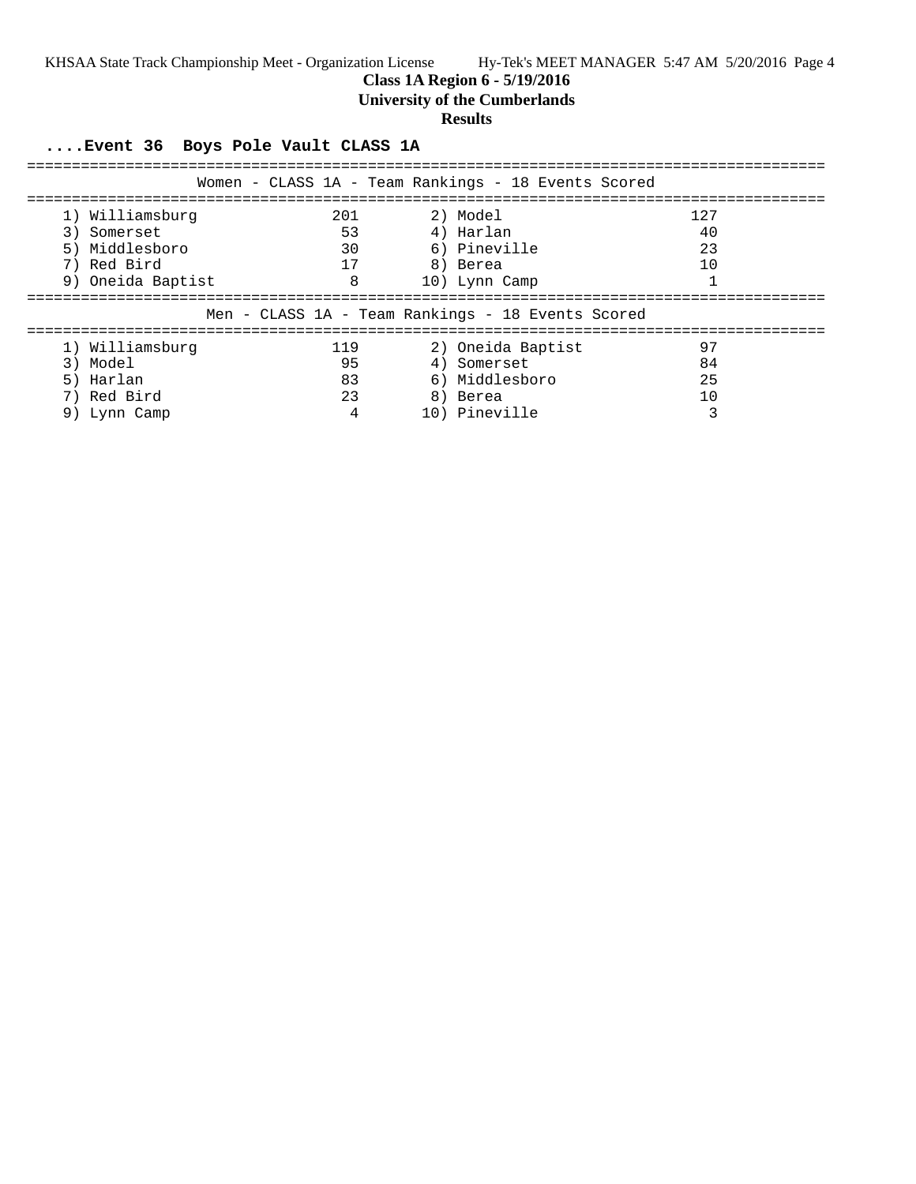**Class 1A Region 6 - 5/19/2016**

**University of the Cumberlands**

**Results**

## ....Event 36 Boys Pole Vault CLASS 1A

### Women - CLASS 1A - Team Rankings - 18 Events Scored

| | | | |
|---|---|---|---|
| 1) Williamsburg | 201 | 2) Model | 127 |
| 3) Somerset | 53 | 4) Harlan | 40 |
| 5) Middlesboro | 30 | 6) Pineville | 23 |
| 7) Red Bird | 17 | 8) Berea | 10 |
| 9) Oneida Baptist | 8 | 10) Lynn Camp | 1 |

### Men - CLASS 1A - Team Rankings - 18 Events Scored

| | | | |
|---|---|---|---|
| 1) Williamsburg | 119 | 2) Oneida Baptist | 97 |
| 3) Model | 95 | 4) Somerset | 84 |
| 5) Harlan | 83 | 6) Middlesboro | 25 |
| 7) Red Bird | 23 | 8) Berea | 10 |
| 9) Lynn Camp | 4 | 10) Pineville | 3 |